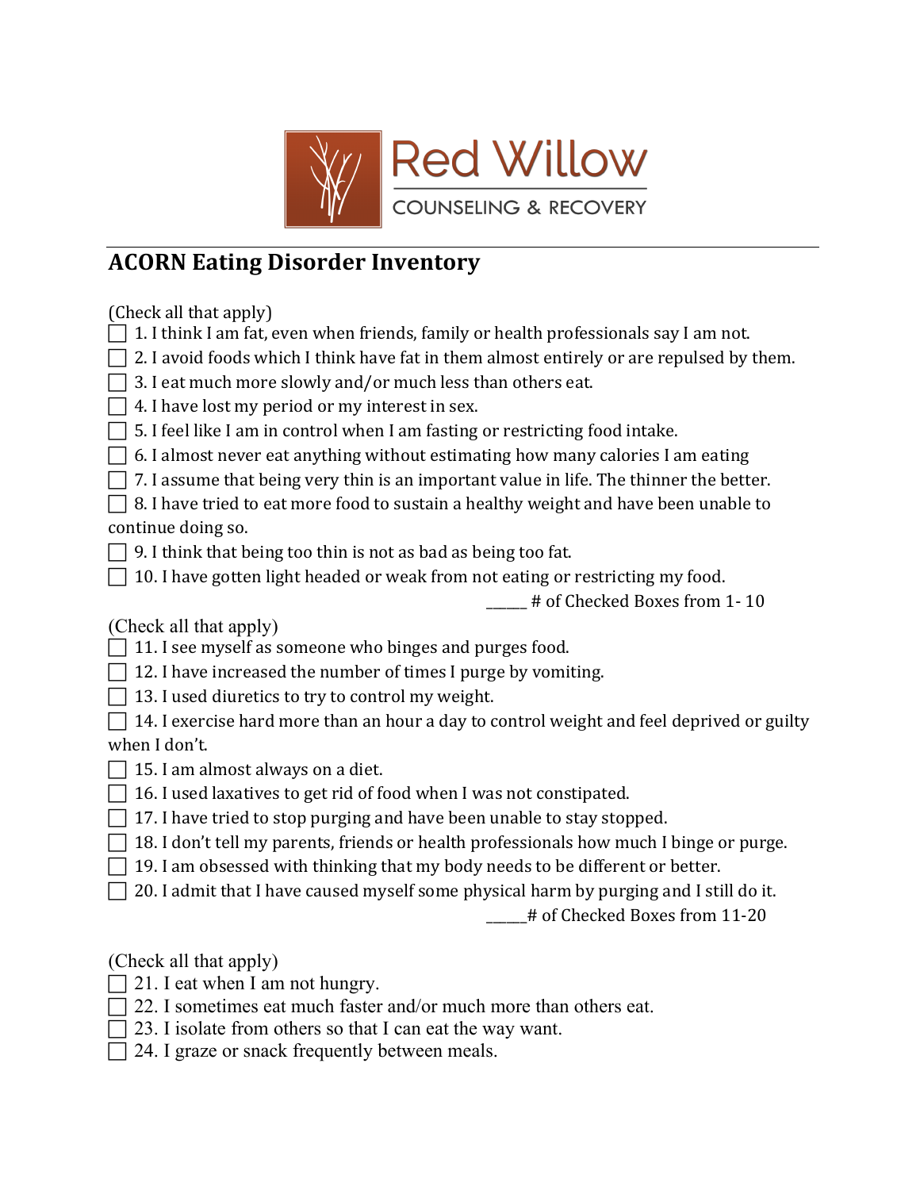Red Willow

COUNSELING & RECOVERY

## ACORN Eating Disorder Inventory

(Check all that apply)

☐ 1. I think I am fat, even when friends, family or health professionals say I am not.
☐ 2. I avoid foods which I think have fat in them almost entirely or are repulsed by them.
☐ 3. I eat much more slowly and/or much less than others eat.
☐ 4. I have lost my period or my interest in sex.
☐ 5. I feel like I am in control when I am fasting or restricting food intake.
☐ 6. I almost never eat anything without estimating how many calories I am eating
☐ 7. I assume that being very thin is an important value in life. The thinner the better.
☐ 8. I have tried to eat more food to sustain a healthy weight and have been unable to continue doing so.
☐ 9. I think that being too thin is not as bad as being too fat.
☐ 10. I have gotten light headed or weak from not eating or restricting my food.

_____ # of Checked Boxes from 1- 10

(Check all that apply)

☐ 11. I see myself as someone who binges and purges food.
☐ 12. I have increased the number of times I purge by vomiting.
☐ 13. I used diuretics to try to control my weight.
☐ 14. I exercise hard more than an hour a day to control weight and feel deprived or guilty when I don't.
☐ 15. I am almost always on a diet.
☐ 16. I used laxatives to get rid of food when I was not constipated.
☐ 17. I have tried to stop purging and have been unable to stay stopped.
☐ 18. I don't tell my parents, friends or health professionals how much I binge or purge.
☐ 19. I am obsessed with thinking that my body needs to be different or better.
☐ 20. I admit that I have caused myself some physical harm by purging and I still do it.

_____# of Checked Boxes from 11-20

(Check all that apply)

☐ 21. I eat when I am not hungry.
☐ 22. I sometimes eat much faster and/or much more than others eat.
☐ 23. I isolate from others so that I can eat the way want.
☐ 24. I graze or snack frequently between meals.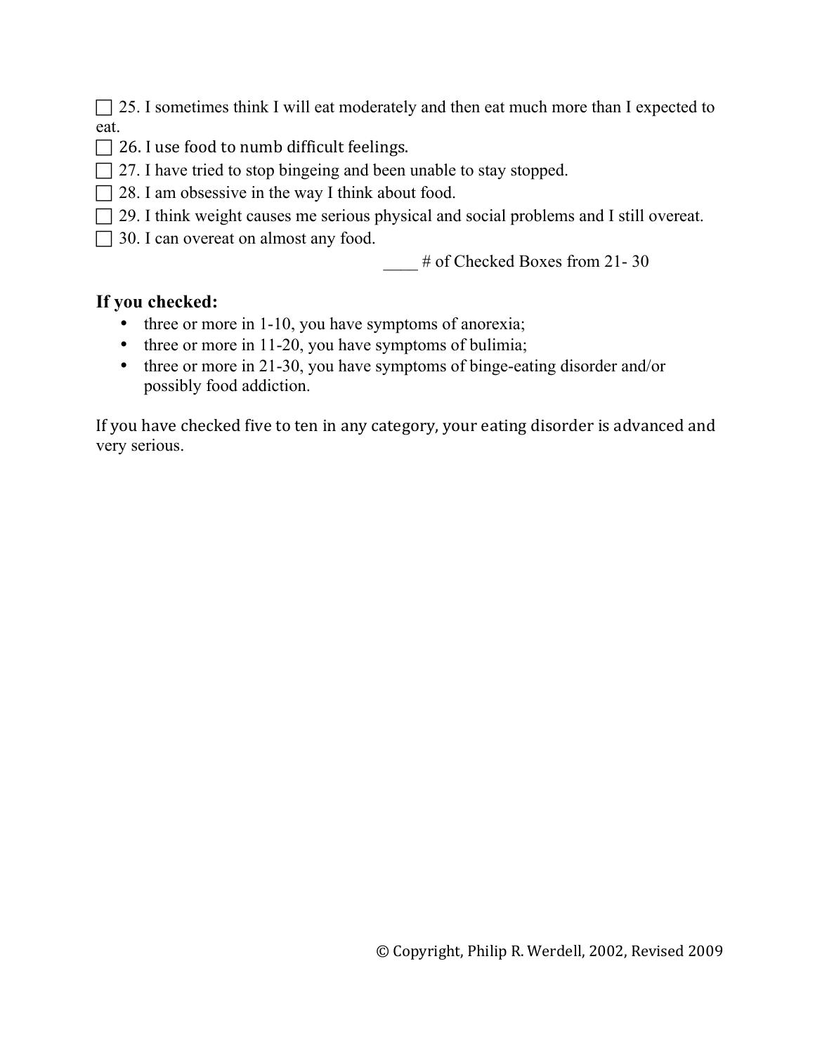☐ 25. I sometimes think I will eat moderately and then eat much more than I expected to eat.

☐ 26. I use food to numb difficult feelings.

☐ 27. I have tried to stop bingeing and been unable to stay stopped.

☐ 28. I am obsessive in the way I think about food.

☐ 29. I think weight causes me serious physical and social problems and I still overeat.

☐ 30. I can overeat on almost any food.

____ # of Checked Boxes from 21- 30

**If you checked:**

- three or more in 1-10, you have symptoms of anorexia;
- three or more in 11-20, you have symptoms of bulimia;
- three or more in 21-30, you have symptoms of binge-eating disorder and/or possibly food addiction.

If you have checked five to ten in any category, your eating disorder is advanced and very serious.

© Copyright, Philip R. Werdell, 2002, Revised 2009